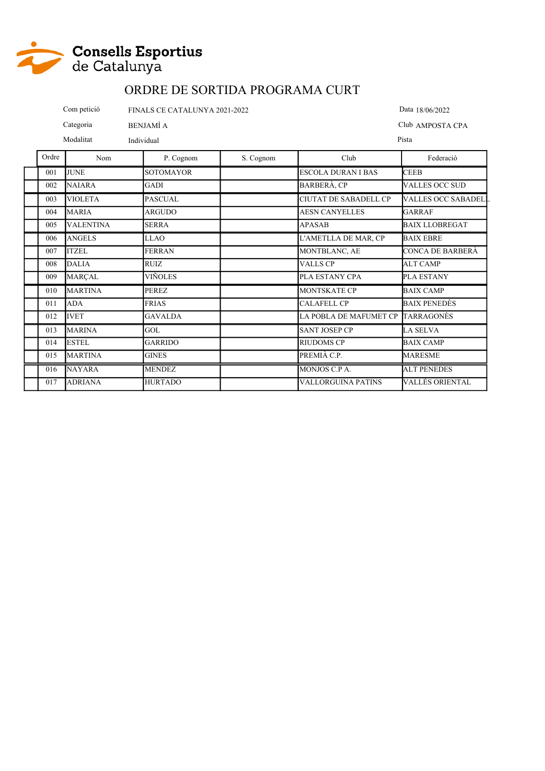Consells Esportius de Catalunya

# ORDRE DE SORTIDA PROGRAMA CURT

Com petició FINALS CE CATALUNYA 2021-2022

Data 18/06/2022

Categoria BENJAMÍ A

Club AMPOSTA CPA

Modalitat Individual

Pista

| Ordre | Nom | P. Cognom | S. Cognom | Club | Federació |
|---|---|---|---|---|---|
| 001 | JUNE | SOTOMAYOR | | ESCOLA DURAN I BAS | CEEB |
| 002 | NAIARA | GADI | | BARBERÀ, CP | VALLES OCC SUD |
| 003 | VIOLETA | PASCUAL | | CIUTAT DE SABADELL CP | VALLES OCC SABADELL |
| 004 | MARIA | ARGUDO | | AESN CANYELLES | GARRAF |
| 005 | VALENTINA | SERRA | | APASAB | BAIX LLOBREGAT |
| 006 | ANGELS | LLAO | | L'AMETLLA DE MAR, CP | BAIX EBRE |
| 007 | ITZEL | FERRAN | | MONTBLANC, AE | CONCA DE BARBERÀ |
| 008 | DALIA | RUIZ | | VALLS CP | ALT CAMP |
| 009 | MARÇAL | VIÑOLES | | PLA ESTANY CPA | PLA ESTANY |
| 010 | MARTINA | PEREZ | | MONTSKATE CP | BAIX CAMP |
| 011 | ADA | FRIAS | | CALAFELL CP | BAIX PENEDÈS |
| 012 | IVET | GAVALDA | | LA POBLA DE MAFUMET CP | TARRAGONÈS |
| 013 | MARINA | GOL | | SANT JOSEP CP | LA SELVA |
| 014 | ESTEL | GARRIDO | | RIUDOMS CP | BAIX CAMP |
| 015 | MARTINA | GINES | | PREMIÀ C.P. | MARESME |
| 016 | NAYARA | MENDEZ | | MONJOS C.P A. | ALT PENEDES |
| 017 | ADRIANA | HURTADO | | VALLORGUINA PATINS | VALLÈS ORIENTAL |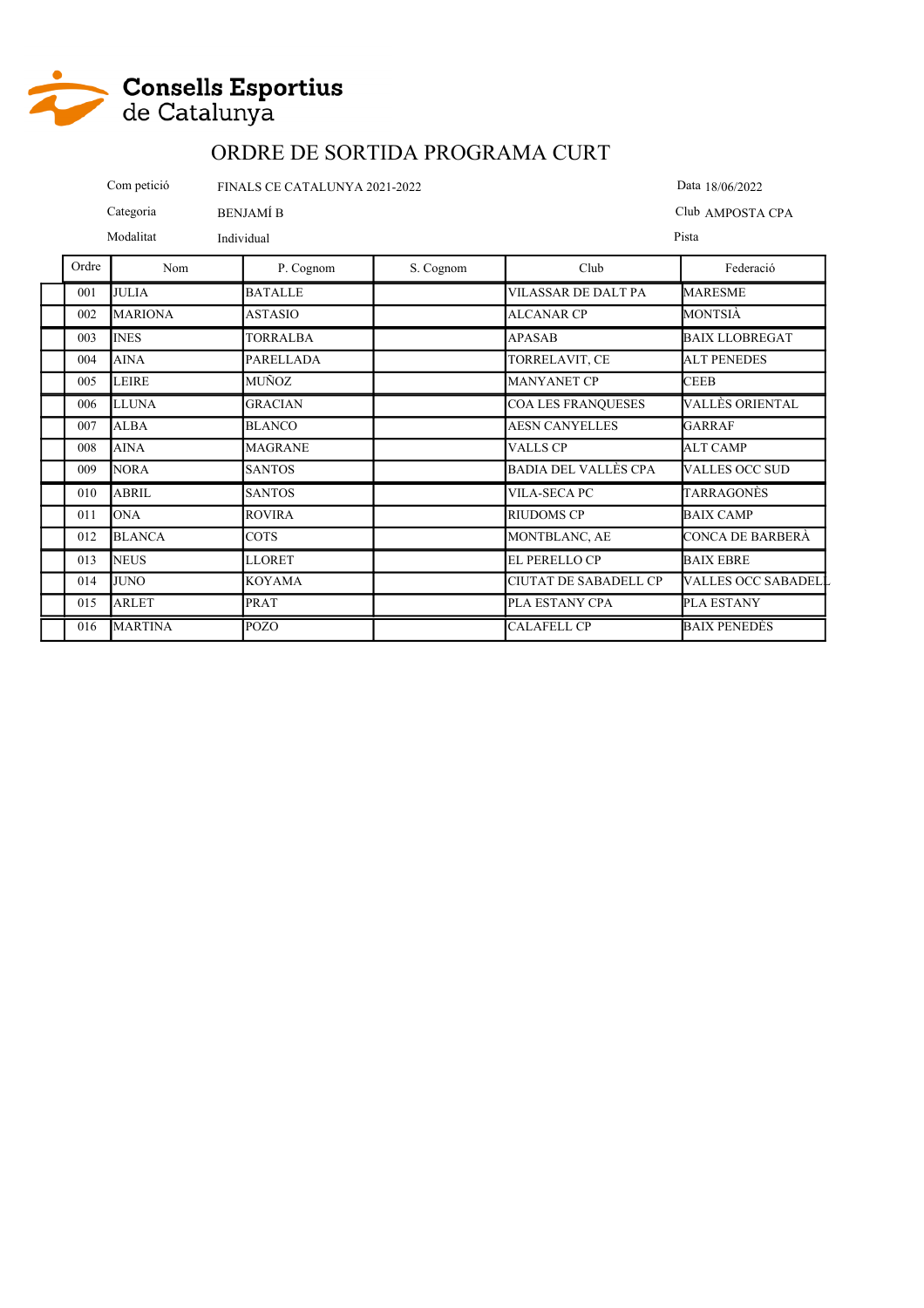Consells Esportius de Catalunya

# ORDRE DE SORTIDA PROGRAMA CURT

Com petició FINALS CE CATALUNYA 2021-2022

Data 18/06/2022

Categoria BENJAMÍ B

Club AMPOSTA CPA

Modalitat Individual

Pista

| Ordre | Nom | P. Cognom | S. Cognom | Club | Federació |
|---|---|---|---|---|---|
| 001 | JULIA | BATALLE | | VILASSAR DE DALT PA | MARESME |
| 002 | MARIONA | ASTASIO | | ALCANAR CP | MONTSIÀ |
| 003 | INES | TORRALBA | | APASAB | BAIX LLOBREGAT |
| 004 | AINA | PARELLADA | | TORRELAVIT, CE | ALT PENEDES |
| 005 | LEIRE | MUÑOZ | | MANYANET CP | CEEB |
| 006 | LLUNA | GRACIAN | | COA LES FRANQUESES | VALLÈS ORIENTAL |
| 007 | ALBA | BLANCO | | AESN CANYELLES | GARRAF |
| 008 | AINA | MAGRANE | | VALLS CP | ALT CAMP |
| 009 | NORA | SANTOS | | BADIA DEL VALLÈS CPA | VALLES OCC SUD |
| 010 | ABRIL | SANTOS | | VILA-SECA PC | TARRAGONÈS |
| 011 | ONA | ROVIRA | | RIUDOMS CP | BAIX CAMP |
| 012 | BLANCA | COTS | | MONTBLANC, AE | CONCA DE BARBERÀ |
| 013 | NEUS | LLORET | | EL PERELLO CP | BAIX EBRE |
| 014 | JUNO | KOYAMA | | CIUTAT DE SABADELL CP | VALLES OCC SABADELL |
| 015 | ARLET | PRAT | | PLA ESTANY CPA | PLA ESTANY |
| 016 | MARTINA | POZO | | CALAFELL CP | BAIX PENEDÈS |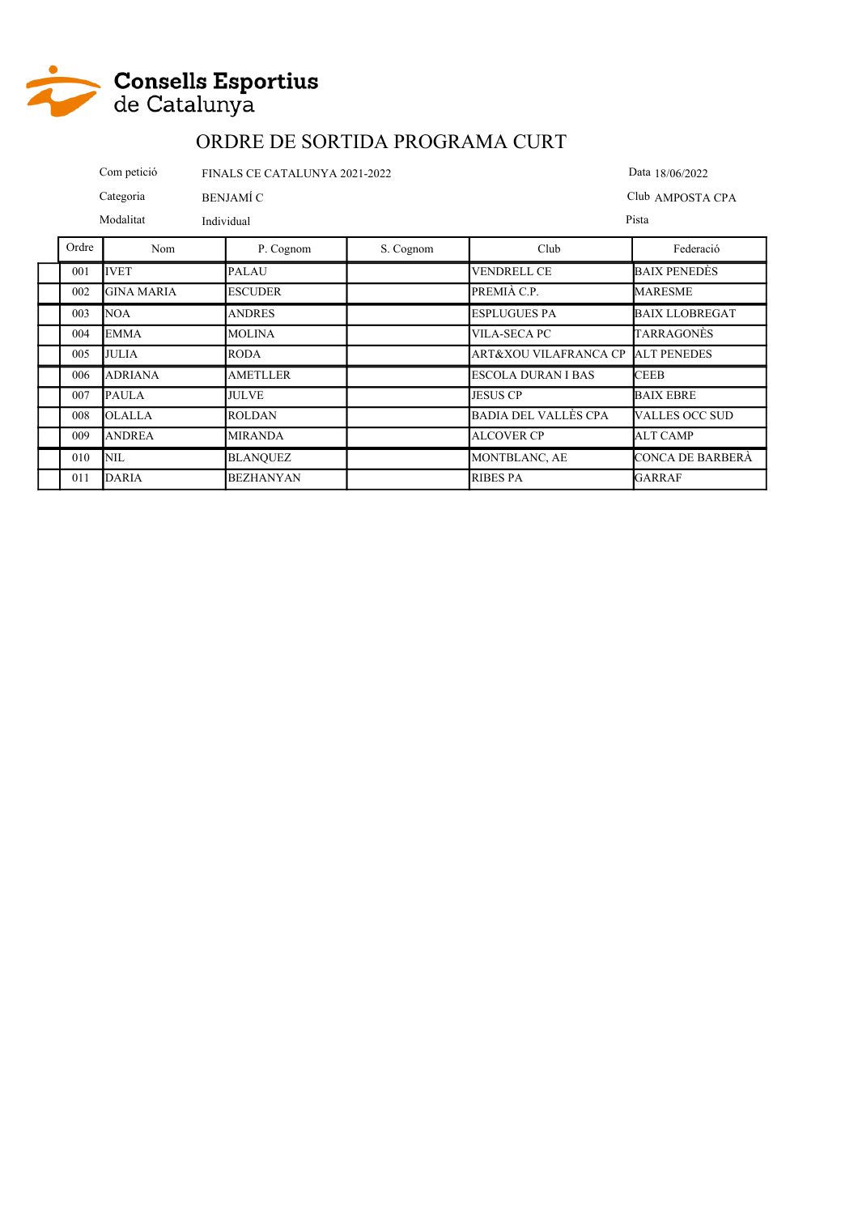Consells Esportius de Catalunya

# ORDRE DE SORTIDA PROGRAMA CURT

Com petició FINALS CE CATALUNYA 2021-2022

Data 18/06/2022

Categoria BENJAMÍ C

Club AMPOSTA CPA

Modalitat Individual

Pista

| Ordre | Nom | P. Cognom | S. Cognom | Club | Federació |
|---|---|---|---|---|---|
| 001 | IVET | PALAU | | VENDRELL CE | BAIX PENEDÈS |
| 002 | GINA MARIA | ESCUDER | | PREMIÀ C.P. | MARESME |
| 003 | NOA | ANDRES | | ESPLUGUES PA | BAIX LLOBREGAT |
| 004 | EMMA | MOLINA | | VILA-SECA PC | TARRAGONÈS |
| 005 | JULIA | RODA | | ART&XOU VILAFRANCA CP | ALT PENEDES |
| 006 | ADRIANA | AMETLLER | | ESCOLA DURAN I BAS | CEEB |
| 007 | PAULA | JULVE | | JESUS CP | BAIX EBRE |
| 008 | OLALLA | ROLDAN | | BADIA DEL VALLÈS CPA | VALLES OCC SUD |
| 009 | ANDREA | MIRANDA | | ALCOVER CP | ALT CAMP |
| 010 | NIL | BLANQUEZ | | MONTBLANC, AE | CONCA DE BARBERÀ |
| 011 | DARIA | BEZHANYAN | | RIBES PA | GARRAF |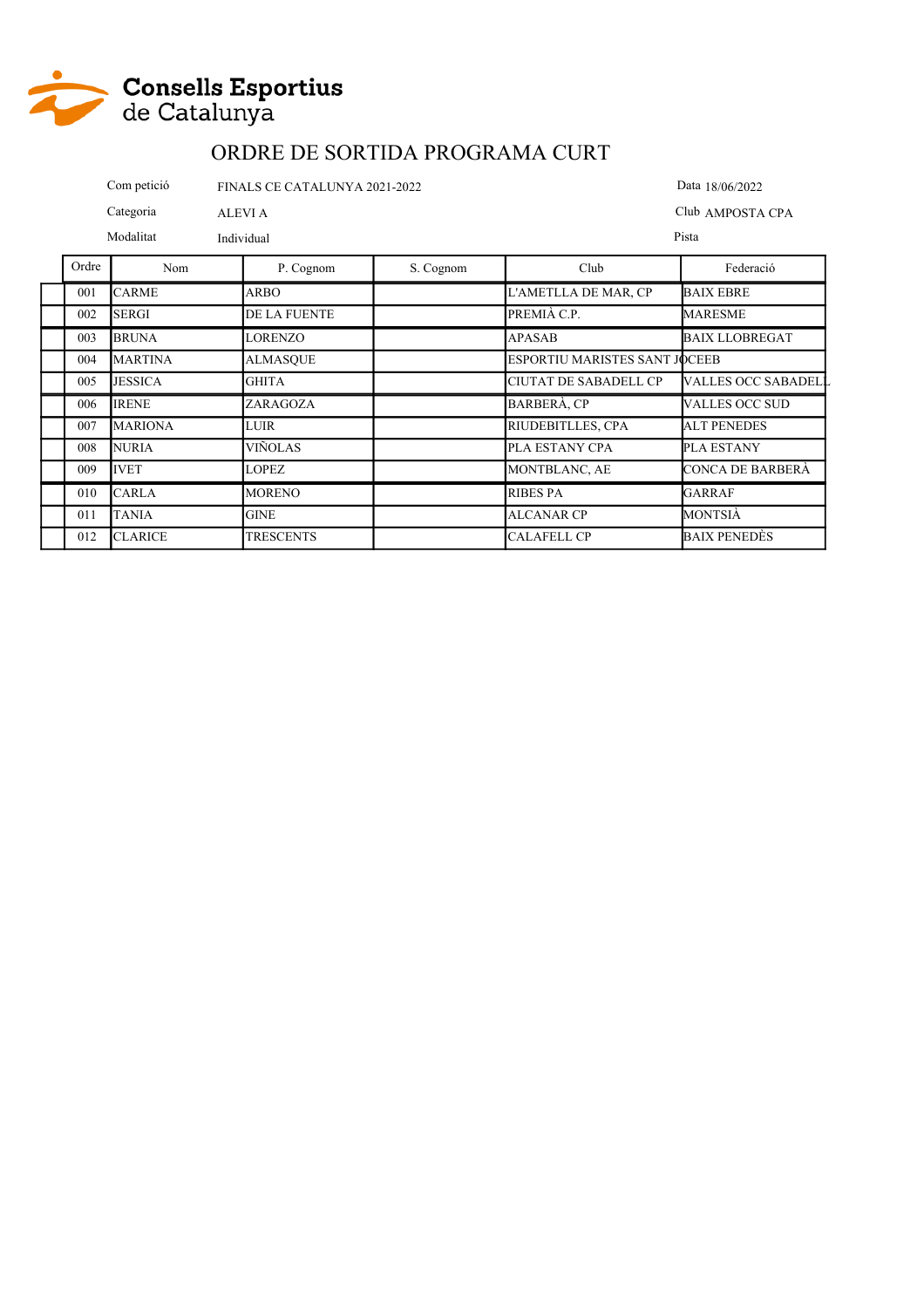**Consells Esportius de Catalunya**

# ORDRE DE SORTIDA PROGRAMA CURT

Com petició FINALS CE CATALUNYA 2021-2022 — Data 18/06/2022

Categoria ALEVI A — Club AMPOSTA CPA

Modalitat Individual — Pista

| Ordre | Nom | P. Cognom | S. Cognom | Club | Federació |
|---|---|---|---|---|---|
| 001 | CARME | ARBO | | L'AMETLLA DE MAR, CP | BAIX EBRE |
| 002 | SERGI | DE LA FUENTE | | PREMIÀ C.P. | MARESME |
| 003 | BRUNA | LORENZO | | APASAB | BAIX LLOBREGAT |
| 004 | MARTINA | ALMASQUE | | ESPORTIU MARISTES SANT JO | CEEB |
| 005 | JESSICA | GHITA | | CIUTAT DE SABADELL CP | VALLES OCC SABADELL |
| 006 | IRENE | ZARAGOZA | | BARBERÀ, CP | VALLES OCC SUD |
| 007 | MARIONA | LUIR | | RIUDEBITLLES, CPA | ALT PENEDES |
| 008 | NURIA | VIÑOLAS | | PLA ESTANY CPA | PLA ESTANY |
| 009 | IVET | LOPEZ | | MONTBLANC, AE | CONCA DE BARBERÀ |
| 010 | CARLA | MORENO | | RIBES PA | GARRAF |
| 011 | TANIA | GINE | | ALCANAR CP | MONTSIÀ |
| 012 | CLARICE | TRESCENTS | | CALAFELL CP | BAIX PENEDÈS |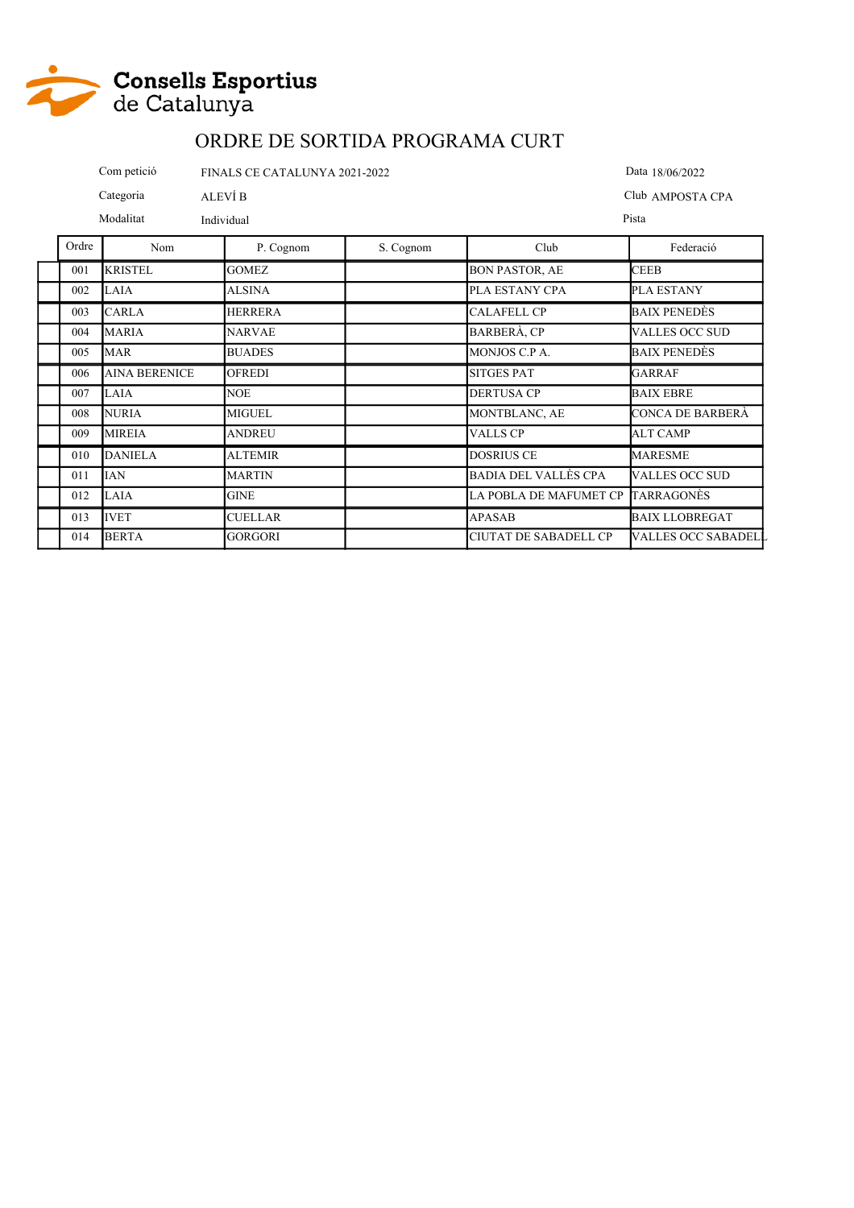Consells Esportius de Catalunya

# ORDRE DE SORTIDA PROGRAMA CURT

Com petició FINALS CE CATALUNYA 2021-2022 Data 18/06/2022

Categoria ALEVÍ B Club AMPOSTA CPA

Modalitat Individual Pista

| Ordre | Nom | P. Cognom | S. Cognom | Club | Federació |
|---|---|---|---|---|---|
| 001 | KRISTEL | GOMEZ | | BON PASTOR, AE | CEEB |
| 002 | LAIA | ALSINA | | PLA ESTANY CPA | PLA ESTANY |
| 003 | CARLA | HERRERA | | CALAFELL CP | BAIX PENEDÈS |
| 004 | MARIA | NARVAE | | BARBERÀ, CP | VALLES OCC SUD |
| 005 | MAR | BUADES | | MONJOS C.P A. | BAIX PENEDÈS |
| 006 | AINA BERENICE | OFREDI | | SITGES PAT | GARRAF |
| 007 | LAIA | NOE | | DERTUSA CP | BAIX EBRE |
| 008 | NURIA | MIGUEL | | MONTBLANC, AE | CONCA DE BARBERÀ |
| 009 | MIREIA | ANDREU | | VALLS CP | ALT CAMP |
| 010 | DANIELA | ALTEMIR | | DOSRIUS CE | MARESME |
| 011 | IAN | MARTIN | | BADIA DEL VALLÈS CPA | VALLES OCC SUD |
| 012 | LAIA | GINE | | LA POBLA DE MAFUMET CP | TARRAGONÈS |
| 013 | IVET | CUELLAR | | APASAB | BAIX LLOBREGAT |
| 014 | BERTA | GORGORI | | CIUTAT DE SABADELL CP | VALLES OCC SABADELL |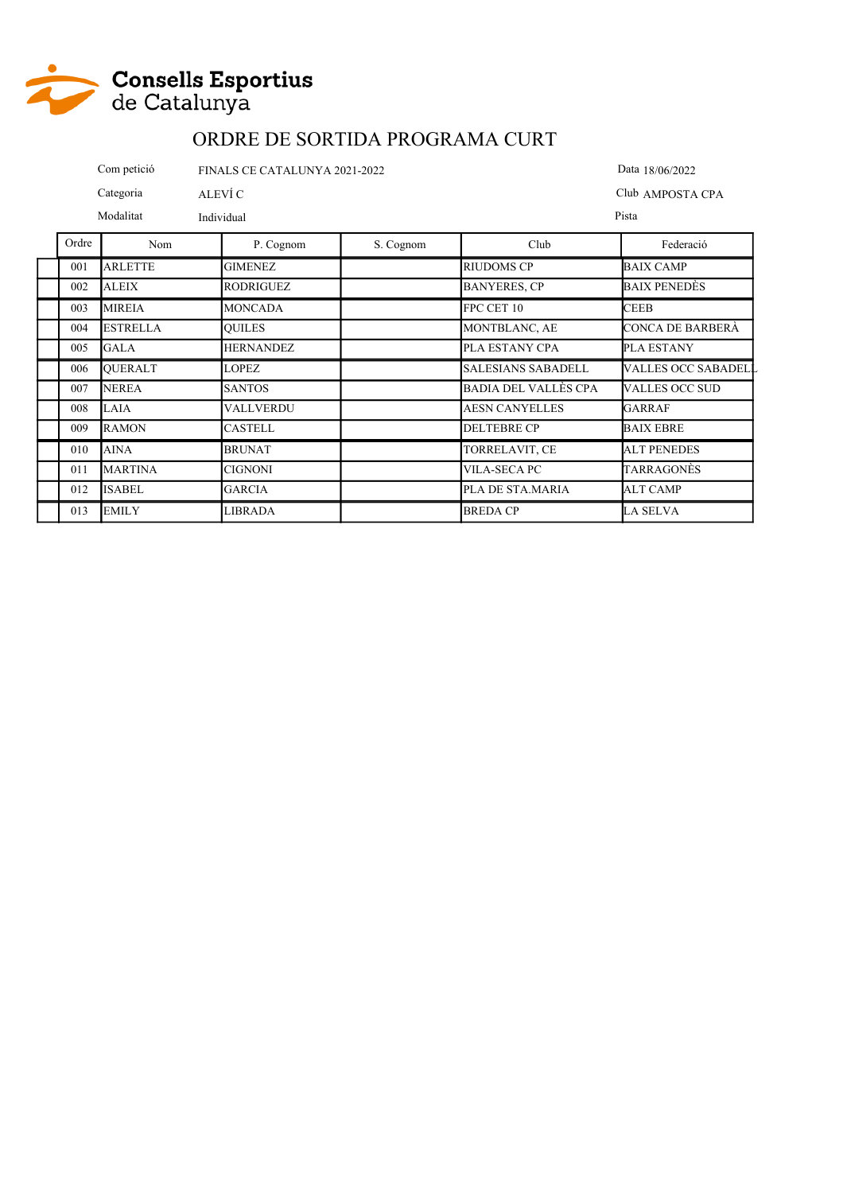Consells Esportius de Catalunya

# ORDRE DE SORTIDA PROGRAMA CURT

Com petició FINALS CE CATALUNYA 2021-2022 — Data 18/06/2022

Categoria ALEVÍ C — Club AMPOSTA CPA

Modalitat Individual — Pista

| Ordre | Nom | P. Cognom | S. Cognom | Club | Federació |
|---|---|---|---|---|---|
| 001 | ARLETTE | GIMENEZ | | RIUDOMS CP | BAIX CAMP |
| 002 | ALEIX | RODRIGUEZ | | BANYERES, CP | BAIX PENEDÈS |
| 003 | MIREIA | MONCADA | | FPC CET 10 | CEEB |
| 004 | ESTRELLA | QUILES | | MONTBLANC, AE | CONCA DE BARBERÀ |
| 005 | GALA | HERNANDEZ | | PLA ESTANY CPA | PLA ESTANY |
| 006 | QUERALT | LOPEZ | | SALESIANS SABADELL | VALLES OCC SABADELL |
| 007 | NEREA | SANTOS | | BADIA DEL VALLÈS CPA | VALLES OCC SUD |
| 008 | LAIA | VALLVERDU | | AESN CANYELLES | GARRAF |
| 009 | RAMON | CASTELL | | DELTEBRE CP | BAIX EBRE |
| 010 | AINA | BRUNAT | | TORRELAVIT, CE | ALT PENEDES |
| 011 | MARTINA | CIGNONI | | VILA-SECA PC | TARRAGONÈS |
| 012 | ISABEL | GARCIA | | PLA DE STA.MARIA | ALT CAMP |
| 013 | EMILY | LIBRADA | | BREDA CP | LA SELVA |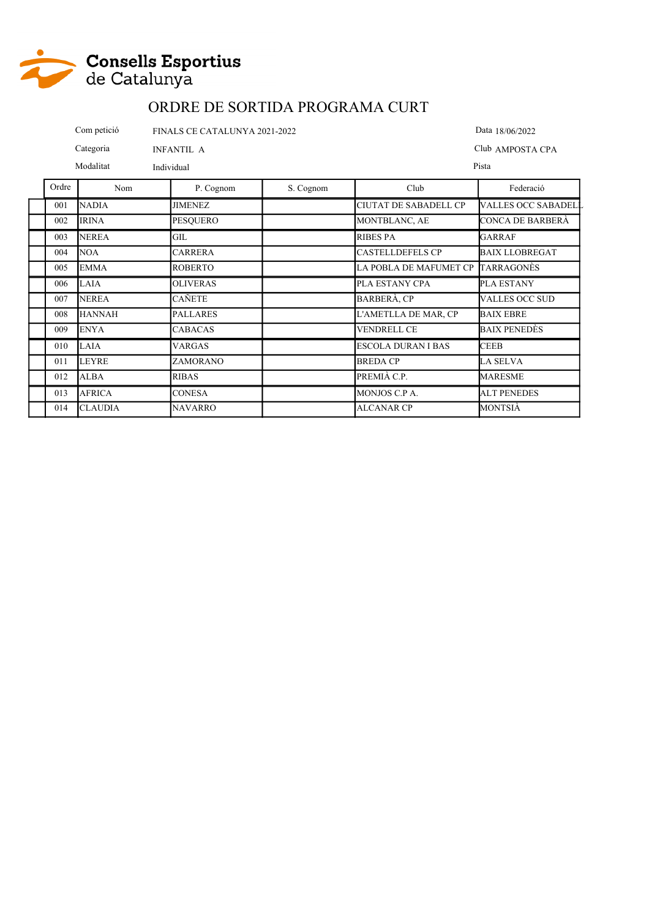**Consells Esportius de Catalunya**

# ORDRE DE SORTIDA PROGRAMA CURT

Com petició FINALS CE CATALUNYA 2021-2022

Data 18/06/2022

Categoria INFANTIL A

Club AMPOSTA CPA

Modalitat Individual

Pista

| Ordre | Nom | P. Cognom | S. Cognom | Club | Federació |
|---|---|---|---|---|---|
| 001 | NADIA | JIMENEZ | | CIUTAT DE SABADELL CP | VALLES OCC SABADELL |
| 002 | IRINA | PESQUERO | | MONTBLANC, AE | CONCA DE BARBERÀ |
| 003 | NEREA | GIL | | RIBES PA | GARRAF |
| 004 | NOA | CARRERA | | CASTELLDEFELS CP | BAIX LLOBREGAT |
| 005 | EMMA | ROBERTO | | LA POBLA DE MAFUMET CP | TARRAGONÈS |
| 006 | LAIA | OLIVERAS | | PLA ESTANY CPA | PLA ESTANY |
| 007 | NEREA | CAÑETE | | BARBERÀ, CP | VALLES OCC SUD |
| 008 | HANNAH | PALLARES | | L'AMETLLA DE MAR, CP | BAIX EBRE |
| 009 | ENYA | CABACAS | | VENDRELL CE | BAIX PENEDÈS |
| 010 | LAIA | VARGAS | | ESCOLA DURAN I BAS | CEEB |
| 011 | LEYRE | ZAMORANO | | BREDA CP | LA SELVA |
| 012 | ALBA | RIBAS | | PREMIÀ C.P. | MARESME |
| 013 | AFRICA | CONESA | | MONJOS C.P A. | ALT PENEDES |
| 014 | CLAUDIA | NAVARRO | | ALCANAR CP | MONTSIÀ |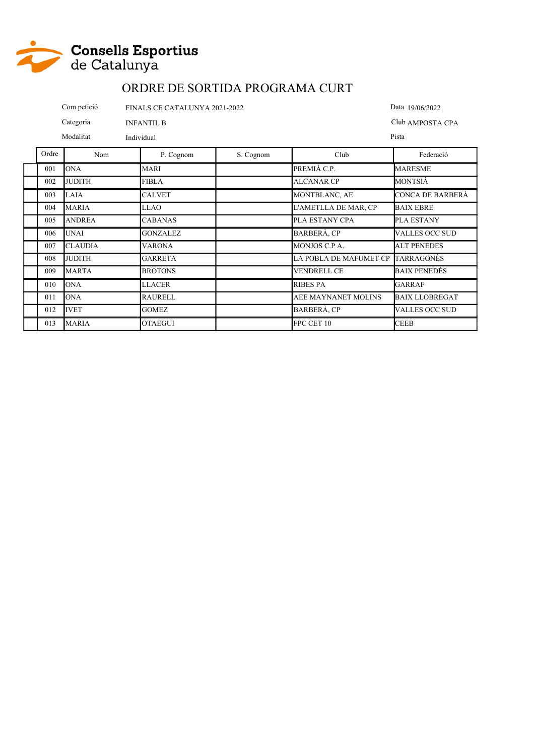Consells Esportius de Catalunya

# ORDRE DE SORTIDA PROGRAMA CURT

Com petició FINALS CE CATALUNYA 2021-2022 Data 19/06/2022

Categoria INFANTIL B Club AMPOSTA CPA

Modalitat Individual Pista

| Ordre | Nom | P. Cognom | S. Cognom | Club | Federació |
|---|---|---|---|---|---|
| 001 | ONA | MARI | | PREMIÀ C.P. | MARESME |
| 002 | JUDITH | FIBLA | | ALCANAR CP | MONTSIÀ |
| 003 | LAIA | CALVET | | MONTBLANC, AE | CONCA DE BARBERÀ |
| 004 | MARIA | LLAO | | L'AMETLLA DE MAR, CP | BAIX EBRE |
| 005 | ANDREA | CABANAS | | PLA ESTANY CPA | PLA ESTANY |
| 006 | UNAI | GONZALEZ | | BARBERÀ, CP | VALLES OCC SUD |
| 007 | CLAUDIA | VARONA | | MONJOS C.P A. | ALT PENEDES |
| 008 | JUDITH | GARRETA | | LA POBLA DE MAFUMET CP | TARRAGONÈS |
| 009 | MARTA | BROTONS | | VENDRELL CE | BAIX PENEDÈS |
| 010 | ONA | LLACER | | RIBES PA | GARRAF |
| 011 | ONA | RAURELL | | AEE MAYNANET MOLINS | BAIX LLOBREGAT |
| 012 | IVET | GOMEZ | | BARBERÀ, CP | VALLES OCC SUD |
| 013 | MARIA | OTAEGUI | | FPC CET 10 | CEEB |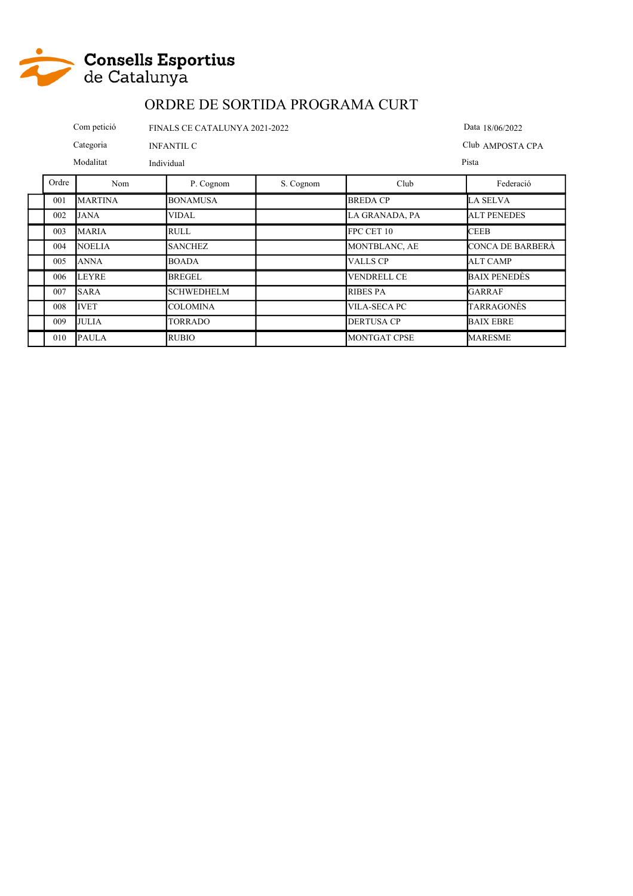Consells Esportius de Catalunya

# ORDRE DE SORTIDA PROGRAMA CURT

Com petició FINALS CE CATALUNYA 2021-2022 Data 18/06/2022

Categoria INFANTIL C Club AMPOSTA CPA

Modalitat Individual Pista

| Ordre | Nom | P. Cognom | S. Cognom | Club | Federació |
|---|---|---|---|---|---|
| 001 | MARTINA | BONAMUSA | | BREDA CP | LA SELVA |
| 002 | JANA | VIDAL | | LA GRANADA, PA | ALT PENEDES |
| 003 | MARIA | RULL | | FPC CET 10 | CEEB |
| 004 | NOELIA | SANCHEZ | | MONTBLANC, AE | CONCA DE BARBERÀ |
| 005 | ANNA | BOADA | | VALLS CP | ALT CAMP |
| 006 | LEYRE | BREGEL | | VENDRELL CE | BAIX PENEDÈS |
| 007 | SARA | SCHWEDHELM | | RIBES PA | GARRAF |
| 008 | IVET | COLOMINA | | VILA-SECA PC | TARRAGONÈS |
| 009 | JULIA | TORRADO | | DERTUSA CP | BAIX EBRE |
| 010 | PAULA | RUBIO | | MONTGAT CPSE | MARESME |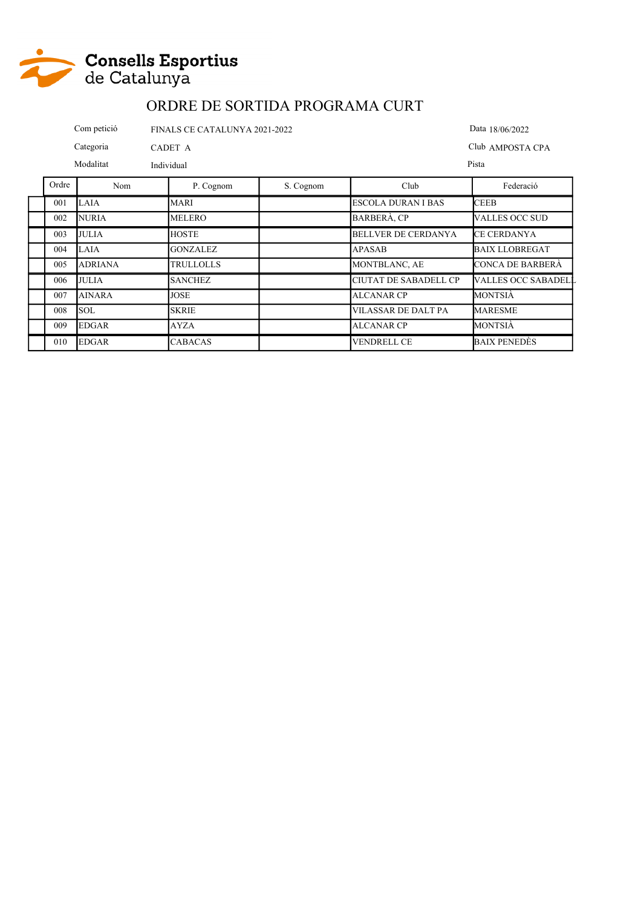Consells Esportius de Catalunya

# ORDRE DE SORTIDA PROGRAMA CURT

Com petició FINALS CE CATALUNYA 2021-2022 | Data 18/06/2022

Categoria CADET A | Club AMPOSTA CPA

Modalitat Individual | Pista

| Ordre | Nom | P. Cognom | S. Cognom | Club | Federació |
|---|---|---|---|---|---|
| 001 | LAIA | MARI | | ESCOLA DURAN I BAS | CEEB |
| 002 | NURIA | MELERO | | BARBERÀ, CP | VALLES OCC SUD |
| 003 | JULIA | HOSTE | | BELLVER DE CERDANYA | CE CERDANYA |
| 004 | LAIA | GONZALEZ | | APASAB | BAIX LLOBREGAT |
| 005 | ADRIANA | TRULLOLLS | | MONTBLANC, AE | CONCA DE BARBERÀ |
| 006 | JULIA | SANCHEZ | | CIUTAT DE SABADELL CP | VALLES OCC SABADELL |
| 007 | AINARA | JOSE | | ALCANAR CP | MONTSIÀ |
| 008 | SOL | SKRIE | | VILASSAR DE DALT PA | MARESME |
| 009 | EDGAR | AYZA | | ALCANAR CP | MONTSIÀ |
| 010 | EDGAR | CABACAS | | VENDRELL CE | BAIX PENEDÈS |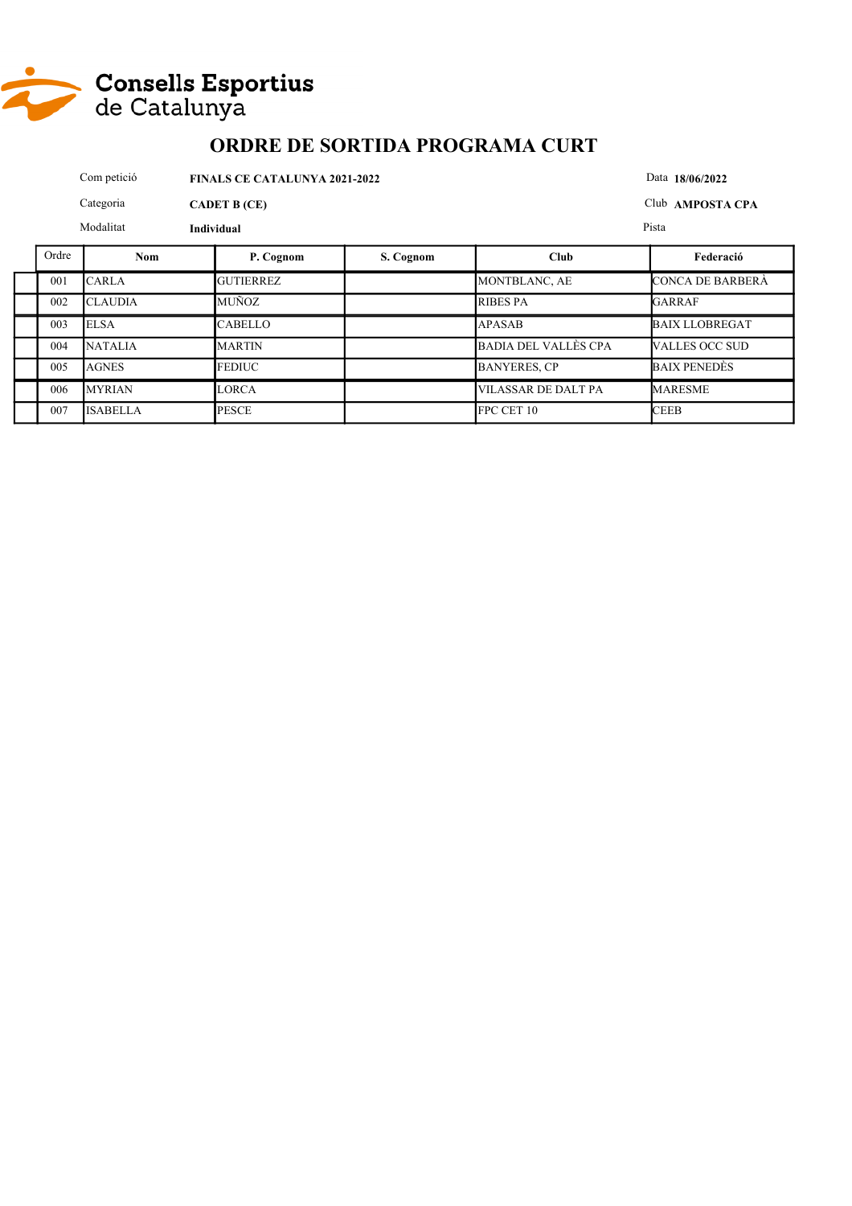Consells Esportius de Catalunya

# ORDRE DE SORTIDA PROGRAMA CURT

Com petició **FINALS CE CATALUNYA 2021-2022** Data **18/06/2022**

Categoria **CADET B (CE)** Club **AMPOSTA CPA**

Modalitat **Individual** Pista

| Ordre | Nom | P. Cognom | S. Cognom | Club | Federació |
|---|---|---|---|---|---|
| 001 | CARLA | GUTIERREZ | | MONTBLANC, AE | CONCA DE BARBERÀ |
| 002 | CLAUDIA | MUÑOZ | | RIBES PA | GARRAF |
| 003 | ELSA | CABELLO | | APASAB | BAIX LLOBREGAT |
| 004 | NATALIA | MARTIN | | BADIA DEL VALLÈS CPA | VALLES OCC SUD |
| 005 | AGNES | FEDIUC | | BANYERES, CP | BAIX PENEDÈS |
| 006 | MYRIAN | LORCA | | VILASSAR DE DALT PA | MARESME |
| 007 | ISABELLA | PESCE | | FPC CET 10 | CEEB |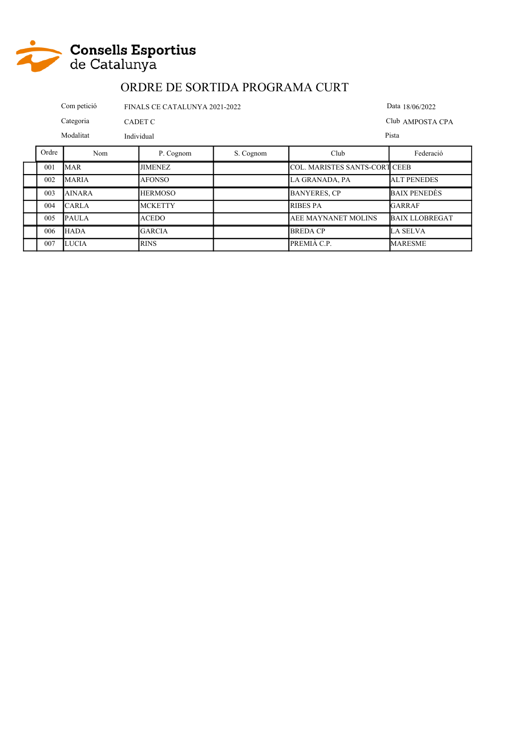Consells Esportius de Catalunya

# ORDRE DE SORTIDA PROGRAMA CURT

Com petició FINALS CE CATALUNYA 2021-2022 Data 18/06/2022

Categoria CADET C Club AMPOSTA CPA

Modalitat Individual Pista

| Ordre | Nom | P. Cognom | S. Cognom | Club | Federació |
|---|---|---|---|---|---|
| 001 | MAR | JIMENEZ | | COL. MARISTES SANTS-CORT | CEEB |
| 002 | MARIA | AFONSO | | LA GRANADA, PA | ALT PENEDES |
| 003 | AINARA | HERMOSO | | BANYERES, CP | BAIX PENEDÈS |
| 004 | CARLA | MCKETTY | | RIBES PA | GARRAF |
| 005 | PAULA | ACEDO | | AEE MAYNANET MOLINS | BAIX LLOBREGAT |
| 006 | HADA | GARCIA | | BREDA CP | LA SELVA |
| 007 | LUCIA | RINS | | PREMIÀ C.P. | MARESME |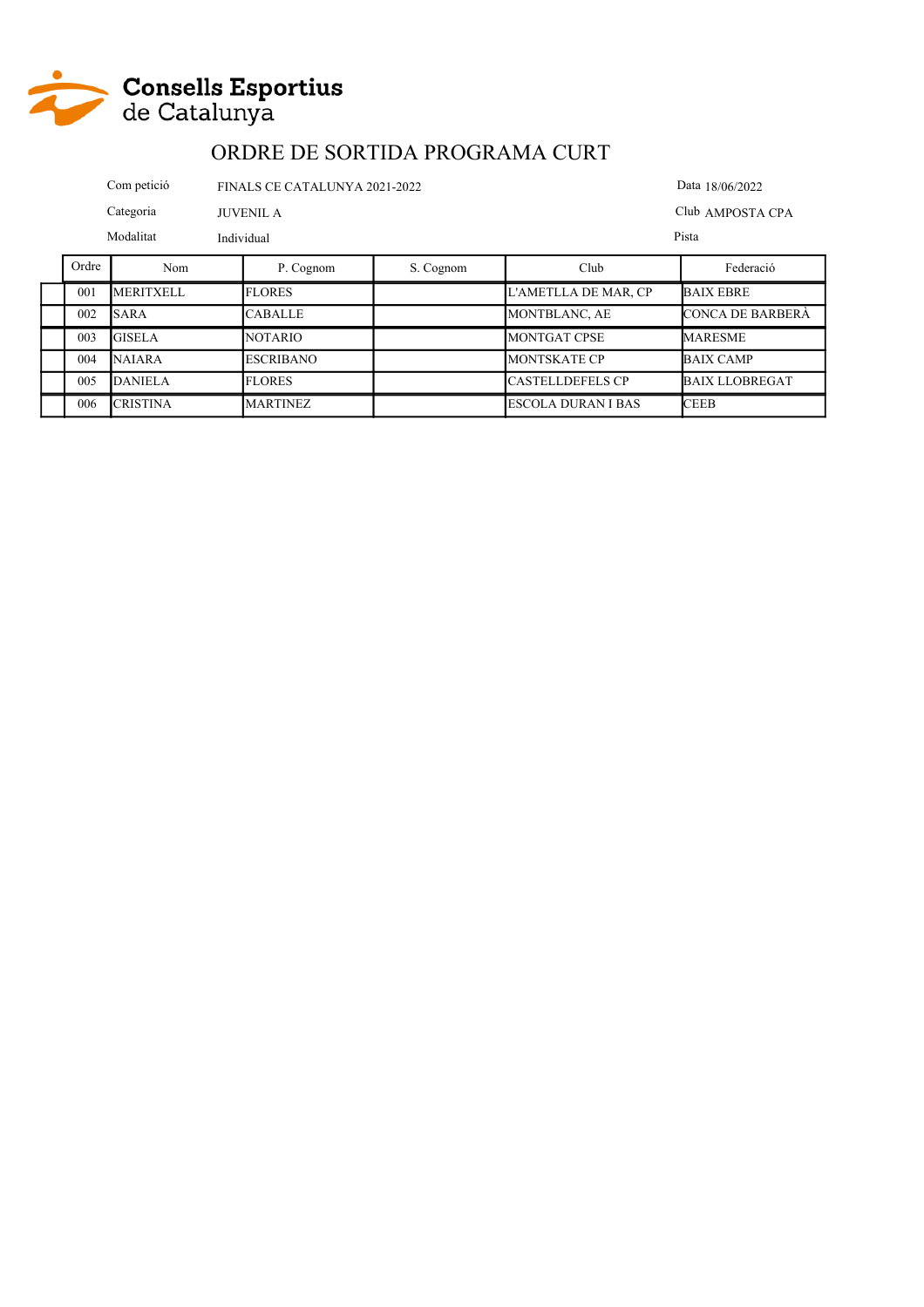Consells Esportius de Catalunya

# ORDRE DE SORTIDA PROGRAMA CURT

Com petició FINALS CE CATALUNYA 2021-2022

Data 18/06/2022

Categoria JUVENIL A

Club AMPOSTA CPA

Modalitat Individual

Pista

| Ordre | Nom | P. Cognom | S. Cognom | Club | Federació |
|---|---|---|---|---|---|
| 001 | MERITXELL | FLORES | | L'AMETLLA DE MAR, CP | BAIX EBRE |
| 002 | SARA | CABALLE | | MONTBLANC, AE | CONCA DE BARBERÀ |
| 003 | GISELA | NOTARIO | | MONTGAT CPSE | MARESME |
| 004 | NAIARA | ESCRIBANO | | MONTSKATE CP | BAIX CAMP |
| 005 | DANIELA | FLORES | | CASTELLDEFELS CP | BAIX LLOBREGAT |
| 006 | CRISTINA | MARTINEZ | | ESCOLA DURAN I BAS | CEEB |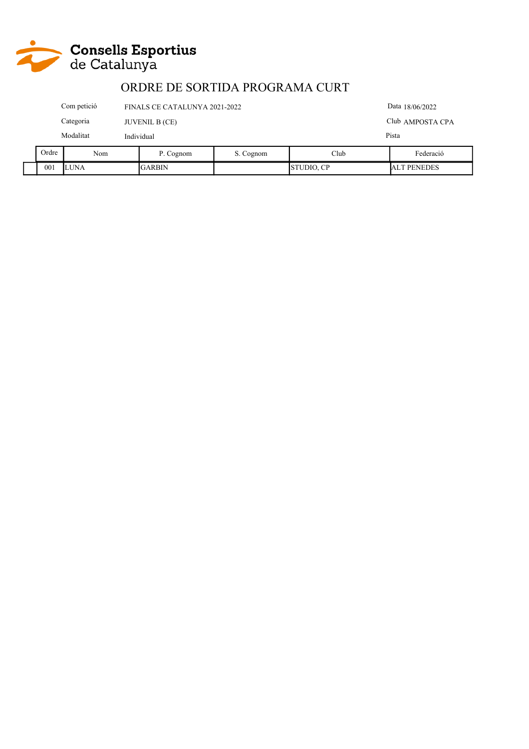Consells Esportius de Catalunya

# ORDRE DE SORTIDA PROGRAMA CURT

Com petició FINALS CE CATALUNYA 2021-2022

Data 18/06/2022

Categoria JUVENIL B (CE)

Club AMPOSTA CPA

Modalitat Individual

Pista

| Ordre | Nom | P. Cognom | S. Cognom | Club | Federació |
|---|---|---|---|---|---|
| 001 | LUNA | GARBIN | | STUDIO, CP | ALT PENEDES |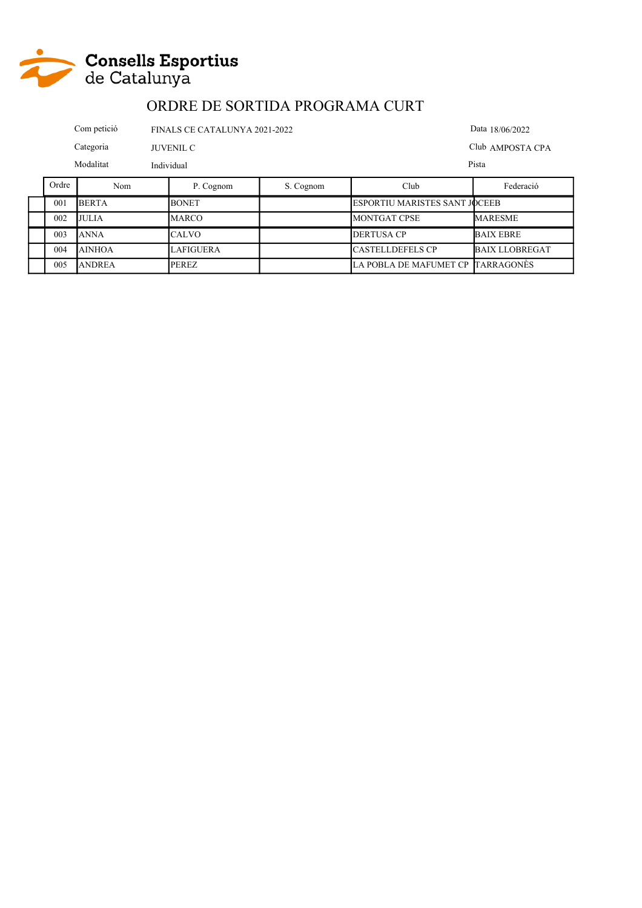Consells Esportius de Catalunya

# ORDRE DE SORTIDA PROGRAMA CURT

Com petició FINALS CE CATALUNYA 2021-2022

Data 18/06/2022

Categoria JUVENIL C

Club AMPOSTA CPA

Modalitat Individual

Pista

| Ordre | Nom | P. Cognom | S. Cognom | Club | Federació |
|---|---|---|---|---|---|
| 001 | BERTA | BONET | | ESPORTIU MARISTES SANT JO | CEEB |
| 002 | JULIA | MARCO | | MONTGAT CPSE | MARESME |
| 003 | ANNA | CALVO | | DERTUSA CP | BAIX EBRE |
| 004 | AINHOA | LAFIGUERA | | CASTELLDEFELS CP | BAIX LLOBREGAT |
| 005 | ANDREA | PEREZ | | LA POBLA DE MAFUMET CP | TARRAGONÈS |